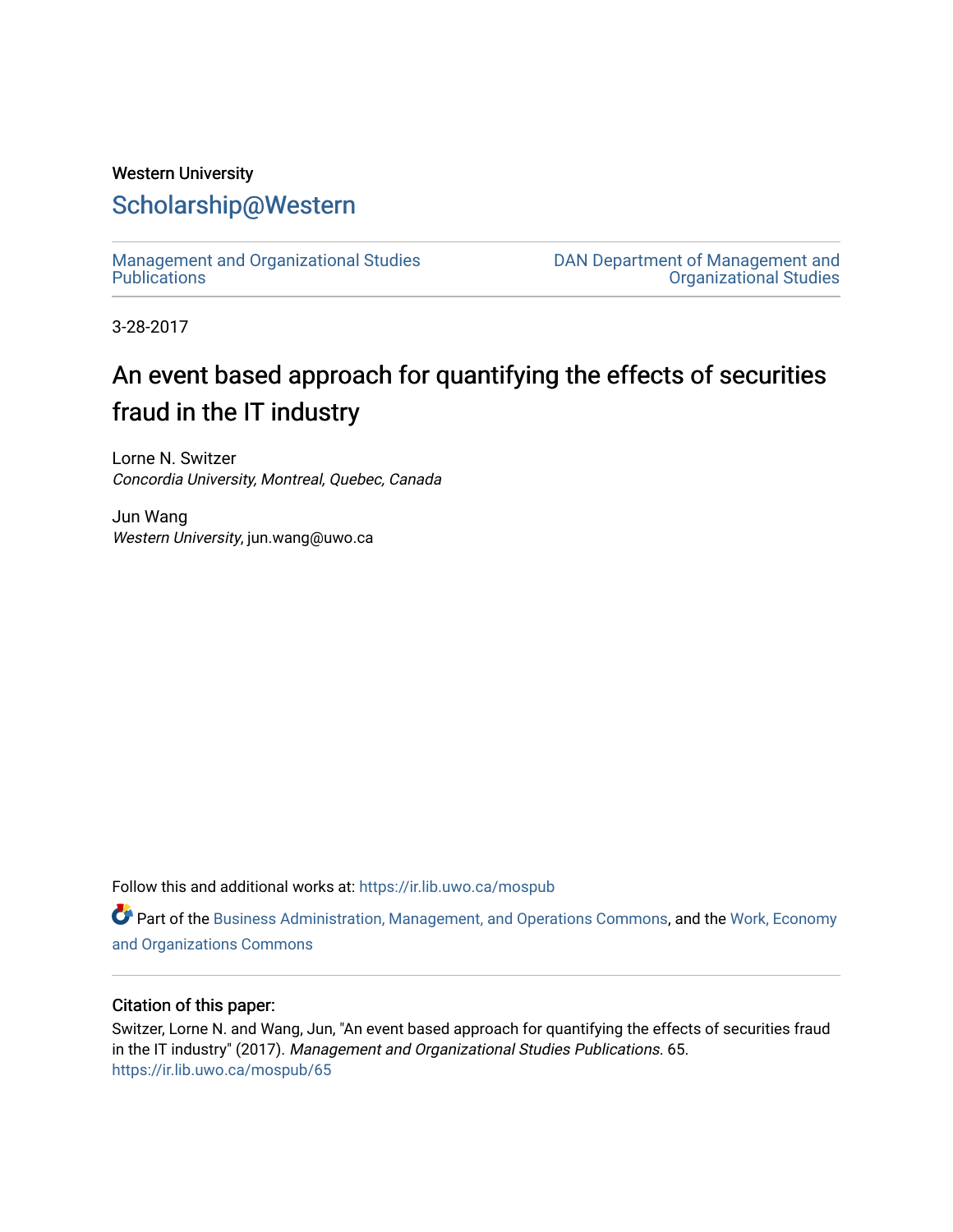Western University

# Scholarship@Western

Management and Organizational Studies Publications

DAN Department of Management and Organizational Studies

3-28-2017

# An event based approach for quantifying the effects of securities fraud in the IT industry

Lorne N. Switzer
*Concordia University, Montreal, Quebec, Canada*

Jun Wang
*Western University*, jun.wang@uwo.ca

Follow this and additional works at: https://ir.lib.uwo.ca/mospub

Part of the Business Administration, Management, and Operations Commons, and the Work, Economy and Organizations Commons

## Citation of this paper:

Switzer, Lorne N. and Wang, Jun, "An event based approach for quantifying the effects of securities fraud in the IT industry" (2017). *Management and Organizational Studies Publications*. 65.
https://ir.lib.uwo.ca/mospub/65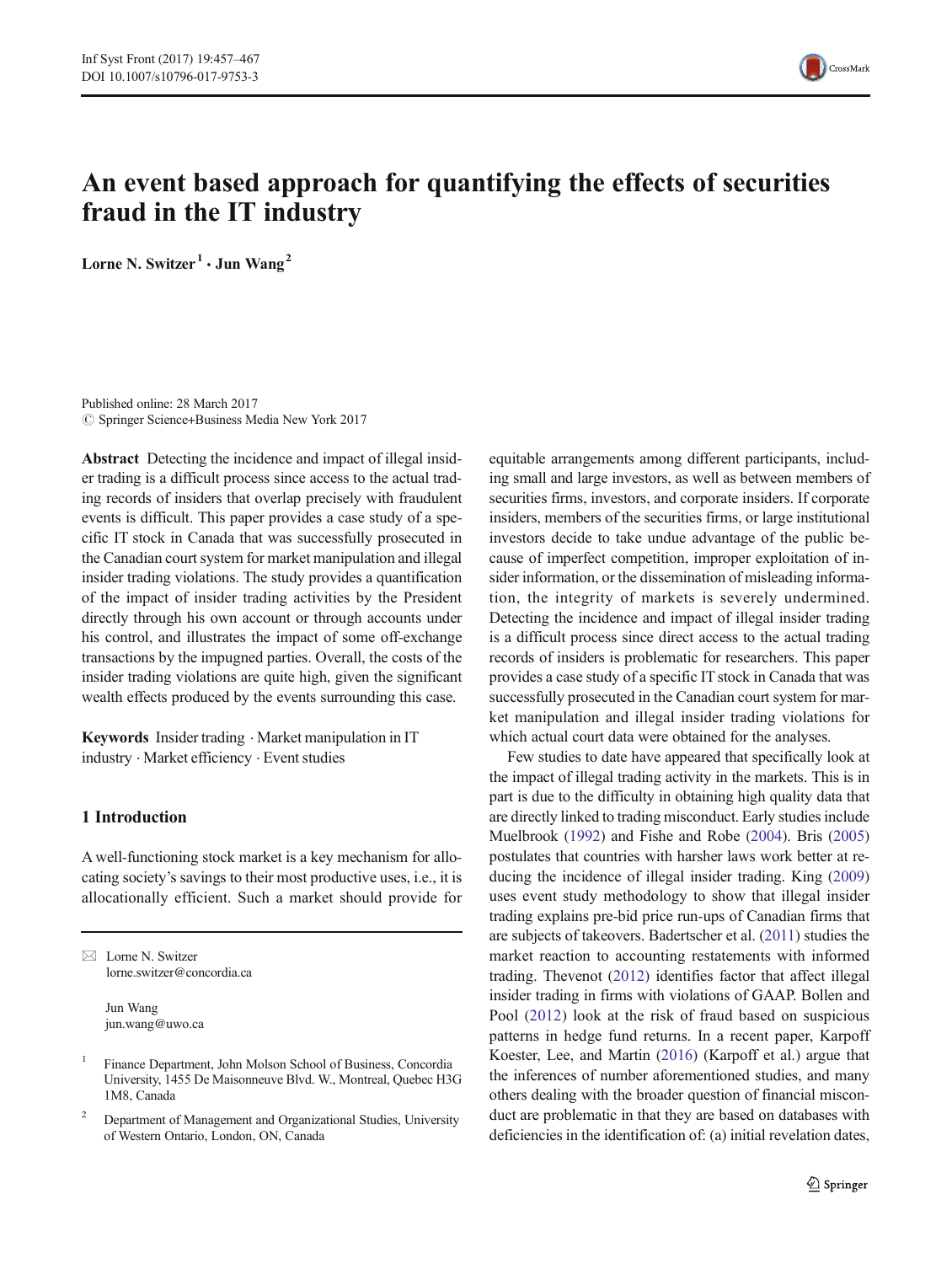# An event based approach for quantifying the effects of securities fraud in the IT industry

**Lorne N. Switzer** [1] · **Jun Wang** [2]

Published online: 28 March 2017
© Springer Science+Business Media New York 2017

**Abstract** Detecting the incidence and impact of illegal insider trading is a difficult process since access to the actual trading records of insiders that overlap precisely with fraudulent events is difficult. This paper provides a case study of a specific IT stock in Canada that was successfully prosecuted in the Canadian court system for market manipulation and illegal insider trading violations. The study provides a quantification of the impact of insider trading activities by the President directly through his own account or through accounts under his control, and illustrates the impact of some off-exchange transactions by the impugned parties. Overall, the costs of the insider trading violations are quite high, given the significant wealth effects produced by the events surrounding this case.

**Keywords** Insider trading · Market manipulation in IT industry · Market efficiency · Event studies

## 1 Introduction

A well-functioning stock market is a key mechanism for allocating society's savings to their most productive uses, i.e., it is allocationally efficient. Such a market should provide for equitable arrangements among different participants, including small and large investors, as well as between members of securities firms, investors, and corporate insiders. If corporate insiders, members of the securities firms, or large institutional investors decide to take undue advantage of the public because of imperfect competition, improper exploitation of insider information, or the dissemination of misleading information, the integrity of markets is severely undermined. Detecting the incidence and impact of illegal insider trading is a difficult process since direct access to the actual trading records of insiders is problematic for researchers. This paper provides a case study of a specific IT stock in Canada that was successfully prosecuted in the Canadian court system for market manipulation and illegal insider trading violations for which actual court data were obtained for the analyses.

Few studies to date have appeared that specifically look at the impact of illegal trading activity in the markets. This is in part is due to the difficulty in obtaining high quality data that are directly linked to trading misconduct. Early studies include Muelbrook (1992) and Fishe and Robe (2004). Bris (2005) postulates that countries with harsher laws work better at reducing the incidence of illegal insider trading. King (2009) uses event study methodology to show that illegal insider trading explains pre-bid price run-ups of Canadian firms that are subjects of takeovers. Badertscher et al. (2011) studies the market reaction to accounting restatements with informed trading. Thevenot (2012) identifies factor that affect illegal insider trading in firms with violations of GAAP. Bollen and Pool (2012) look at the risk of fraud based on suspicious patterns in hedge fund returns. In a recent paper, Karpoff Koester, Lee, and Martin (2016) (Karpoff et al.) argue that the inferences of number aforementioned studies, and many others dealing with the broader question of financial misconduct are problematic in that they are based on databases with deficiencies in the identification of: (a) initial revelation dates,

---

✉ Lorne N. Switzer
lorne.switzer@concordia.ca

Jun Wang
jun.wang@uwo.ca

[1] Finance Department, John Molson School of Business, Concordia University, 1455 De Maisonneuve Blvd. W., Montreal, Quebec H3G 1M8, Canada

[2] Department of Management and Organizational Studies, University of Western Ontario, London, ON, Canada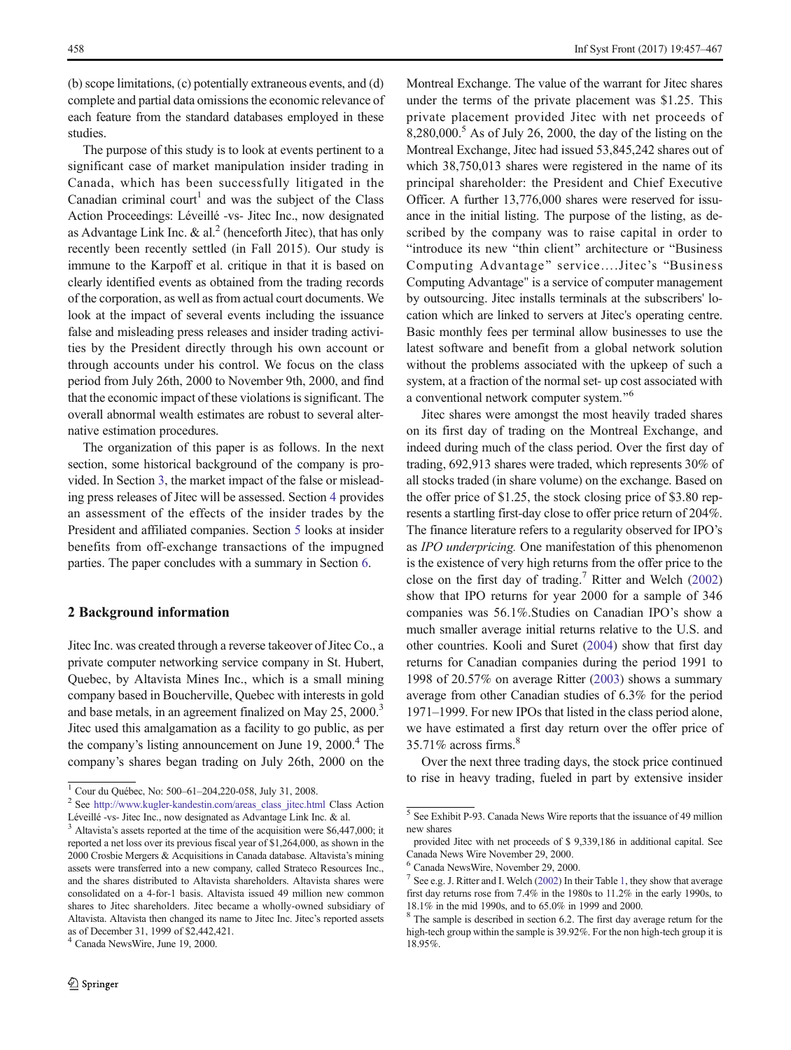(b) scope limitations, (c) potentially extraneous events, and (d) complete and partial data omissions the economic relevance of each feature from the standard databases employed in these studies.

The purpose of this study is to look at events pertinent to a significant case of market manipulation insider trading in Canada, which has been successfully litigated in the Canadian criminal court[1] and was the subject of the Class Action Proceedings: Léveillé -vs- Jitec Inc., now designated as Advantage Link Inc. & al.[2] (henceforth Jitec), that has only recently been recently settled (in Fall 2015). Our study is immune to the Karpoff et al. critique in that it is based on clearly identified events as obtained from the trading records of the corporation, as well as from actual court documents. We look at the impact of several events including the issuance false and misleading press releases and insider trading activities by the President directly through his own account or through accounts under his control. We focus on the class period from July 26th, 2000 to November 9th, 2000, and find that the economic impact of these violations is significant. The overall abnormal wealth estimates are robust to several alternative estimation procedures.

The organization of this paper is as follows. In the next section, some historical background of the company is provided. In Section 3, the market impact of the false or misleading press releases of Jitec will be assessed. Section 4 provides an assessment of the effects of the insider trades by the President and affiliated companies. Section 5 looks at insider benefits from off-exchange transactions of the impugned parties. The paper concludes with a summary in Section 6.

## 2 Background information

Jitec Inc. was created through a reverse takeover of Jitec Co., a private computer networking service company in St. Hubert, Quebec, by Altavista Mines Inc., which is a small mining company based in Boucherville, Quebec with interests in gold and base metals, in an agreement finalized on May 25, 2000.[3] Jitec used this amalgamation as a facility to go public, as per the company's listing announcement on June 19, 2000.[4] The company's shares began trading on July 26th, 2000 on the Montreal Exchange. The value of the warrant for Jitec shares under the terms of the private placement was $1.25. This private placement provided Jitec with net proceeds of 8,280,000.[5] As of July 26, 2000, the day of the listing on the Montreal Exchange, Jitec had issued 53,845,242 shares out of which 38,750,013 shares were registered in the name of its principal shareholder: the President and Chief Executive Officer. A further 13,776,000 shares were reserved for issuance in the initial listing. The purpose of the listing, as described by the company was to raise capital in order to "introduce its new "thin client" architecture or "Business Computing Advantage" service….Jitec's "Business Computing Advantage" is a service of computer management by outsourcing. Jitec installs terminals at the subscribers' location which are linked to servers at Jitec's operating centre. Basic monthly fees per terminal allow businesses to use the latest software and benefit from a global network solution without the problems associated with the upkeep of such a system, at a fraction of the normal set- up cost associated with a conventional network computer system."[6]

Jitec shares were amongst the most heavily traded shares on its first day of trading on the Montreal Exchange, and indeed during much of the class period. Over the first day of trading, 692,913 shares were traded, which represents 30% of all stocks traded (in share volume) on the exchange. Based on the offer price of $1.25, the stock closing price of $3.80 represents a startling first-day close to offer price return of 204%. The finance literature refers to a regularity observed for IPO's as *IPO underpricing.* One manifestation of this phenomenon is the existence of very high returns from the offer price to the close on the first day of trading.[7] Ritter and Welch (2002) show that IPO returns for year 2000 for a sample of 346 companies was 56.1%.Studies on Canadian IPO's show a much smaller average initial returns relative to the U.S. and other countries. Kooli and Suret (2004) show that first day returns for Canadian companies during the period 1991 to 1998 of 20.57% on average Ritter (2003) shows a summary average from other Canadian studies of 6.3% for the period 1971–1999. For new IPOs that listed in the class period alone, we have estimated a first day return over the offer price of 35.71% across firms.[8]

Over the next three trading days, the stock price continued to rise in heavy trading, fueled in part by extensive insider

---

[1] Cour du Québec, No: 500–61–204,220-058, July 31, 2008.

[2] See http://www.kugler-kandestin.com/areas_class_jitec.html Class Action Léveillé -vs- Jitec Inc., now designated as Advantage Link Inc. & al.

[3] Altavista's assets reported at the time of the acquisition were $6,447,000; it reported a net loss over its previous fiscal year of $1,264,000, as shown in the 2000 Crosbie Mergers & Acquisitions in Canada database. Altavista's mining assets were transferred into a new company, called Strateco Resources Inc., and the shares distributed to Altavista shareholders. Altavista shares were consolidated on a 4-for-1 basis. Altavista issued 49 million new common shares to Jitec shareholders. Jitec became a wholly-owned subsidiary of Altavista. Altavista then changed its name to Jitec Inc. Jitec's reported assets as of December 31, 1999 of $2,442,421.

[4] Canada NewsWire, June 19, 2000.

[5] See Exhibit P-93. Canada News Wire reports that the issuance of 49 million new shares provided Jitec with net proceeds of $ 9,339,186 in additional capital. See Canada News Wire November 29, 2000.

[6] Canada NewsWire, November 29, 2000.

[7] See e.g. J. Ritter and I. Welch (2002) In their Table 1, they show that average first day returns rose from 7.4% in the 1980s to 11.2% in the early 1990s, to 18.1% in the mid 1990s, and to 65.0% in 1999 and 2000.

[8] The sample is described in section 6.2. The first day average return for the high-tech group within the sample is 39.92%. For the non high-tech group it is 18.95%.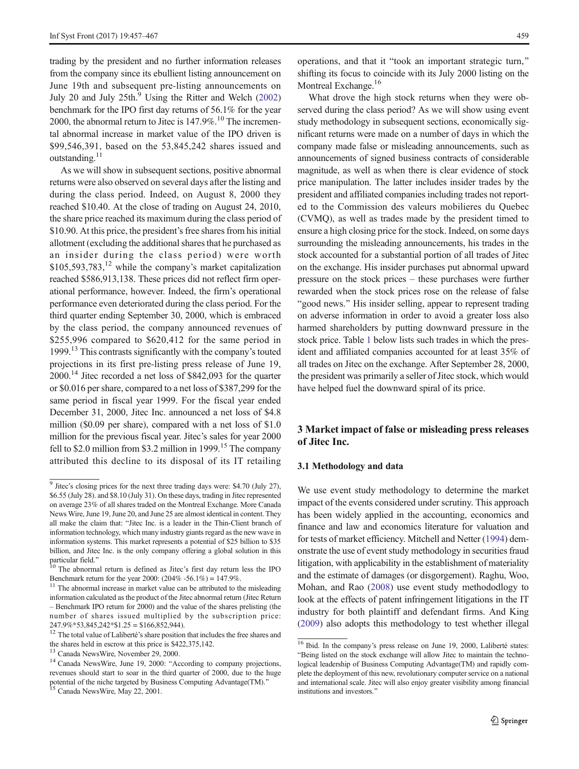trading by the president and no further information releases from the company since its ebullient listing announcement on June 19th and subsequent pre-listing announcements on July 20 and July 25th.[9] Using the Ritter and Welch (2002) benchmark for the IPO first day returns of 56.1% for the year 2000, the abnormal return to Jitec is 147.9%.[10] The incremental abnormal increase in market value of the IPO driven is $99,546,391, based on the 53,845,242 shares issued and outstanding.[11]

As we will show in subsequent sections, positive abnormal returns were also observed on several days after the listing and during the class period. Indeed, on August 8, 2000 they reached $10.40. At the close of trading on August 24, 2010, the share price reached its maximum during the class period of $10.90. At this price, the president's free shares from his initial allotment (excluding the additional shares that he purchased as an insider during the class period) were worth $105,593,783,[12] while the company's market capitalization reached $586,913,138. These prices did not reflect firm operational performance, however. Indeed, the firm's operational performance even deteriorated during the class period. For the third quarter ending September 30, 2000, which is embraced by the class period, the company announced revenues of $255,996 compared to $620,412 for the same period in 1999.[13] This contrasts significantly with the company's touted projections in its first pre-listing press release of June 19, 2000.[14] Jitec recorded a net loss of $842,093 for the quarter or $0.016 per share, compared to a net loss of $387,299 for the same period in fiscal year 1999. For the fiscal year ended December 31, 2000, Jitec Inc. announced a net loss of $4.8 million ($0.09 per share), compared with a net loss of $1.0 million for the previous fiscal year. Jitec's sales for year 2000 fell to $2.0 million from $3.2 million in 1999.[15] The company attributed this decline to its disposal of its IT retailing operations, and that it "took an important strategic turn," shifting its focus to coincide with its July 2000 listing on the Montreal Exchange.[16]

What drove the high stock returns when they were observed during the class period? As we will show using event study methodology in subsequent sections, economically significant returns were made on a number of days in which the company made false or misleading announcements, such as announcements of signed business contracts of considerable magnitude, as well as when there is clear evidence of stock price manipulation. The latter includes insider trades by the president and affiliated companies including trades not reported to the Commission des valeurs mobilieres du Quebec (CVMQ), as well as trades made by the president timed to ensure a high closing price for the stock. Indeed, on some days surrounding the misleading announcements, his trades in the stock accounted for a substantial portion of all trades of Jitec on the exchange. His insider purchases put abnormal upward pressure on the stock prices – these purchases were further rewarded when the stock prices rose on the release of false "good news." His insider selling, appear to represent trading on adverse information in order to avoid a greater loss also harmed shareholders by putting downward pressure in the stock price. Table 1 below lists such trades in which the president and affiliated companies accounted for at least 35% of all trades on Jitec on the exchange. After September 28, 2000, the president was primarily a seller of Jitec stock, which would have helped fuel the downward spiral of its price.

## 3 Market impact of false or misleading press releases of Jitec Inc.

### 3.1 Methodology and data

We use event study methodology to determine the market impact of the events considered under scrutiny. This approach has been widely applied in the accounting, economics and finance and law and economics literature for valuation and for tests of market efficiency. Mitchell and Netter (1994) demonstrate the use of event study methodology in securities fraud litigation, with applicability in the establishment of materiality and the estimate of damages (or disgorgement). Raghu, Woo, Mohan, and Rao (2008) use event study methododlogy to look at the effects of patent infringement litigations in the IT industry for both plaintiff and defendant firms. And King (2009) also adopts this methodology to test whether illegal

---

[9] Jitec's closing prices for the next three trading days were: $4.70 (July 27), $6.55 (July 28). and $8.10 (July 31). On these days, trading in Jitec represented on average 23% of all shares traded on the Montreal Exchange. More Canada News Wire, June 19, June 20, and June 25 are almost identical in content. They all make the claim that: "Jitec Inc. is a leader in the Thin-Client branch of information technology, which many industry giants regard as the new wave in information systems. This market represents a potential of $25 billion to $35 billion, and Jitec Inc. is the only company offering a global solution in this particular field."

[10] The abnormal return is defined as Jitec's first day return less the IPO Benchmark return for the year 2000: (204% -56.1%) = 147.9%.

[11] The abnormal increase in market value can be attributed to the misleading information calculated as the product of the Jitec abnormal return (Jitec Return – Benchmark IPO return for 2000) and the value of the shares prelisting (the number of shares issued multiplied by the subscription price: 247.9%*53,845,242*$1.25 = $166,852,944).

[12] The total value of Laliberté's share position that includes the free shares and the shares held in escrow at this price is $422,375,142.

[13] Canada NewsWire, November 29, 2000.

[14] Canada NewsWire, June 19, 2000: "According to company projections, revenues should start to soar in the third quarter of 2000, due to the huge potential of the niche targeted by Business Computing Advantage(TM)."

[15] Canada NewsWire, May 22, 2001.

[16] Ibid. In the company's press release on June 19, 2000, Laliberté states: "Being listed on the stock exchange will allow Jitec to maintain the technological leadership of Business Computing Advantage(TM) and rapidly complete the deployment of this new, revolutionary computer service on a national and international scale. Jitec will also enjoy greater visibility among financial institutions and investors."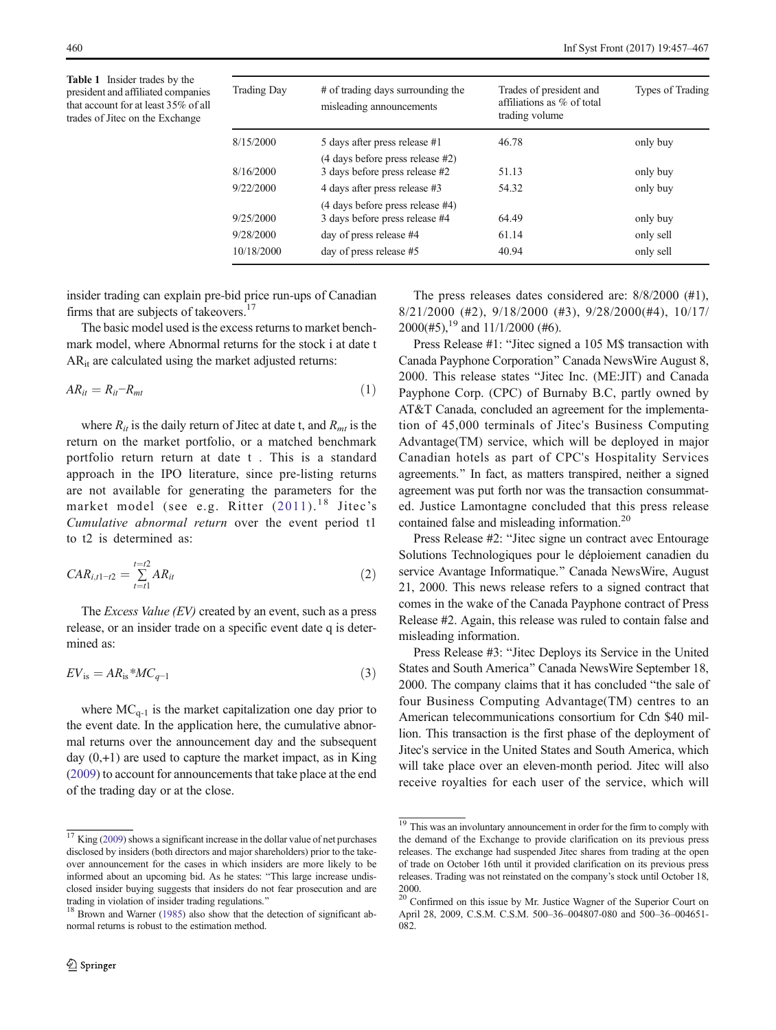**Table 1** Insider trades by the president and affiliated companies that account for at least 35% of all trades of Jitec on the Exchange

| Trading Day | # of trading days surrounding the misleading announcements | Trades of president and affiliations as % of total trading volume | Types of Trading |
|---|---|---|---|
| 8/15/2000 | 5 days after press release #1 | 46.78 | only buy |
| | (4 days before press release #2) | | |
| 8/16/2000 | 3 days before press release #2 | 51.13 | only buy |
| 9/22/2000 | 4 days after press release #3 | 54.32 | only buy |
| | (4 days before press release #4) | | |
| 9/25/2000 | 3 days before press release #4 | 64.49 | only buy |
| 9/28/2000 | day of press release #4 | 61.14 | only sell |
| 10/18/2000 | day of press release #5 | 40.94 | only sell |

insider trading can explain pre-bid price run-ups of Canadian firms that are subjects of takeovers.[17]

The basic model used is the excess returns to market benchmark model, where Abnormal returns for the stock i at date t $AR_{it}$ are calculated using the market adjusted returns:

$$AR_{it} = R_{it} - R_{mt} \tag{1}$$

where $R_{it}$ is the daily return of Jitec at date t, and $R_{mt}$ is the return on the market portfolio, or a matched benchmark portfolio return return at date t . This is a standard approach in the IPO literature, since pre-listing returns are not available for generating the parameters for the market model (see e.g. Ritter (2011).[18] Jitec's *Cumulative abnormal return* over the event period t1 to t2 is determined as:

$$CAR_{i,t1-t2} = \sum_{t=t1}^{t=t2} AR_{it} \tag{2}$$

The *Excess Value (EV)* created by an event, such as a press release, or an insider trade on a specific event date q is determined as:

$$EV_{is} = AR_{is} * MC_{q-1} \tag{3}$$

where $MC_{q-1}$ is the market capitalization one day prior to the event date. In the application here, the cumulative abnormal returns over the announcement day and the subsequent day (0,+1) are used to capture the market impact, as in King (2009) to account for announcements that take place at the end of the trading day or at the close.

The press releases dates considered are: 8/8/2000 (#1), 8/21/2000 (#2), 9/18/2000 (#3), 9/28/2000(#4), 10/17/2000(#5),[19] and 11/1/2000 (#6).

Press Release #1: "Jitec signed a 105 M$ transaction with Canada Payphone Corporation" Canada NewsWire August 8, 2000. This release states "Jitec Inc. (ME:JIT) and Canada Payphone Corp. (CPC) of Burnaby B.C, partly owned by AT&T Canada, concluded an agreement for the implementation of 45,000 terminals of Jitec's Business Computing Advantage(TM) service, which will be deployed in major Canadian hotels as part of CPC's Hospitality Services agreements." In fact, as matters transpired, neither a signed agreement was put forth nor was the transaction consummated. Justice Lamontagne concluded that this press release contained false and misleading information.[20]

Press Release #2: "Jitec signe un contract avec Entourage Solutions Technologiques pour le déploiement canadien du service Avantage Informatique." Canada NewsWire, August 21, 2000. This news release refers to a signed contract that comes in the wake of the Canada Payphone contract of Press Release #2. Again, this release was ruled to contain false and misleading information.

Press Release #3: "Jitec Deploys its Service in the United States and South America" Canada NewsWire September 18, 2000. The company claims that it has concluded "the sale of four Business Computing Advantage(TM) centres to an American telecommunications consortium for Cdn $40 million. This transaction is the first phase of the deployment of Jitec's service in the United States and South America, which will take place over an eleven-month period. Jitec will also receive royalties for each user of the service, which will

[17] King (2009) shows a significant increase in the dollar value of net purchases disclosed by insiders (both directors and major shareholders) prior to the takeover announcement for the cases in which insiders are more likely to be informed about an upcoming bid. As he states: "This large increase undisclosed insider buying suggests that insiders do not fear prosecution and are trading in violation of insider trading regulations."

[18] Brown and Warner (1985) also show that the detection of significant abnormal returns is robust to the estimation method.

[19] This was an involuntary announcement in order for the firm to comply with the demand of the Exchange to provide clarification on its previous press releases. The exchange had suspended Jitec shares from trading at the open of trade on October 16th until it provided clarification on its previous press releases. Trading was not reinstated on the company's stock until October 18, 2000.

[20] Confirmed on this issue by Mr. Justice Wagner of the Superior Court on April 28, 2009, C.S.M. C.S.M. 500–36–004807-080 and 500–36–004651-082.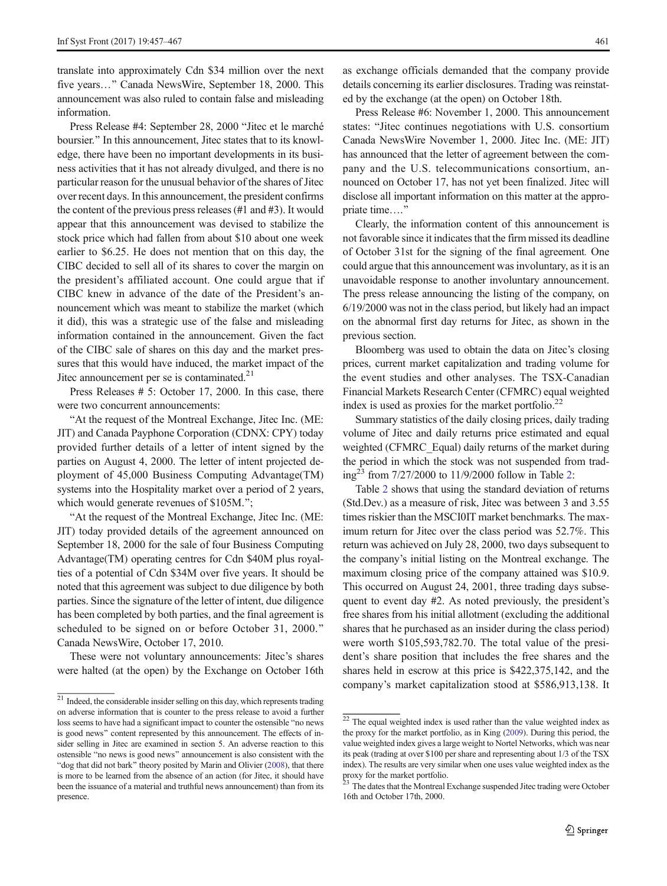translate into approximately Cdn $34 million over the next five years…" Canada NewsWire, September 18, 2000. This announcement was also ruled to contain false and misleading information.

Press Release #4: September 28, 2000 "Jitec et le marché boursier." In this announcement, Jitec states that to its knowledge, there have been no important developments in its business activities that it has not already divulged, and there is no particular reason for the unusual behavior of the shares of Jitec over recent days. In this announcement, the president confirms the content of the previous press releases (#1 and #3). It would appear that this announcement was devised to stabilize the stock price which had fallen from about $10 about one week earlier to $6.25. He does not mention that on this day, the CIBC decided to sell all of its shares to cover the margin on the president's affiliated account. One could argue that if CIBC knew in advance of the date of the President's announcement which was meant to stabilize the market (which it did), this was a strategic use of the false and misleading information contained in the announcement. Given the fact of the CIBC sale of shares on this day and the market pressures that this would have induced, the market impact of the Jitec announcement per se is contaminated.[21]

Press Releases # 5: October 17, 2000. In this case, there were two concurrent announcements:

"At the request of the Montreal Exchange, Jitec Inc. (ME: JIT) and Canada Payphone Corporation (CDNX: CPY) today provided further details of a letter of intent signed by the parties on August 4, 2000. The letter of intent projected deployment of 45,000 Business Computing Advantage(TM) systems into the Hospitality market over a period of 2 years, which would generate revenues of $105M.";

"At the request of the Montreal Exchange, Jitec Inc. (ME: JIT) today provided details of the agreement announced on September 18, 2000 for the sale of four Business Computing Advantage(TM) operating centres for Cdn $40M plus royalties of a potential of Cdn $34M over five years. It should be noted that this agreement was subject to due diligence by both parties. Since the signature of the letter of intent, due diligence has been completed by both parties, and the final agreement is scheduled to be signed on or before October 31, 2000." Canada NewsWire, October 17, 2010.

These were not voluntary announcements: Jitec's shares were halted (at the open) by the Exchange on October 16th as exchange officials demanded that the company provide details concerning its earlier disclosures. Trading was reinstated by the exchange (at the open) on October 18th.

Press Release #6: November 1, 2000. This announcement states: "Jitec continues negotiations with U.S. consortium Canada NewsWire November 1, 2000. Jitec Inc. (ME: JIT) has announced that the letter of agreement between the company and the U.S. telecommunications consortium, announced on October 17, has not yet been finalized. Jitec will disclose all important information on this matter at the appropriate time…."

Clearly, the information content of this announcement is not favorable since it indicates that the firm missed its deadline of October 31st for the signing of the final agreement. One could argue that this announcement was involuntary, as it is an unavoidable response to another involuntary announcement. The press release announcing the listing of the company, on 6/19/2000 was not in the class period, but likely had an impact on the abnormal first day returns for Jitec, as shown in the previous section.

Bloomberg was used to obtain the data on Jitec's closing prices, current market capitalization and trading volume for the event studies and other analyses. The TSX-Canadian Financial Markets Research Center (CFMRC) equal weighted index is used as proxies for the market portfolio.[22]

Summary statistics of the daily closing prices, daily trading volume of Jitec and daily returns price estimated and equal weighted (CFMRC_Equal) daily returns of the market during the period in which the stock was not suspended from trading[23] from 7/27/2000 to 11/9/2000 follow in Table 2:

Table 2 shows that using the standard deviation of returns (Std.Dev.) as a measure of risk, Jitec was between 3 and 3.55 times riskier than the MSCI0IT market benchmarks. The maximum return for Jitec over the class period was 52.7%. This return was achieved on July 28, 2000, two days subsequent to the company's initial listing on the Montreal exchange. The maximum closing price of the company attained was $10.9. This occurred on August 24, 2001, three trading days subsequent to event day #2. As noted previously, the president's free shares from his initial allotment (excluding the additional shares that he purchased as an insider during the class period) were worth $105,593,782.70. The total value of the president's share position that includes the free shares and the shares held in escrow at this price is $422,375,142, and the company's market capitalization stood at $586,913,138. It

[21] Indeed, the considerable insider selling on this day, which represents trading on adverse information that is counter to the press release to avoid a further loss seems to have had a significant impact to counter the ostensible "no news is good news" content represented by this announcement. The effects of insider selling in Jitec are examined in section 5. An adverse reaction to this ostensible "no news is good news" announcement is also consistent with the "dog that did not bark" theory posited by Marin and Olivier (2008), that there is more to be learned from the absence of an action (for Jitec, it should have been the issuance of a material and truthful news announcement) than from its presence.

[22] The equal weighted index is used rather than the value weighted index as the proxy for the market portfolio, as in King (2009). During this period, the value weighted index gives a large weight to Nortel Networks, which was near its peak (trading at over $100 per share and representing about 1/3 of the TSX index). The results are very similar when one uses value weighted index as the proxy for the market portfolio.

[23] The dates that the Montreal Exchange suspended Jitec trading were October 16th and October 17th, 2000.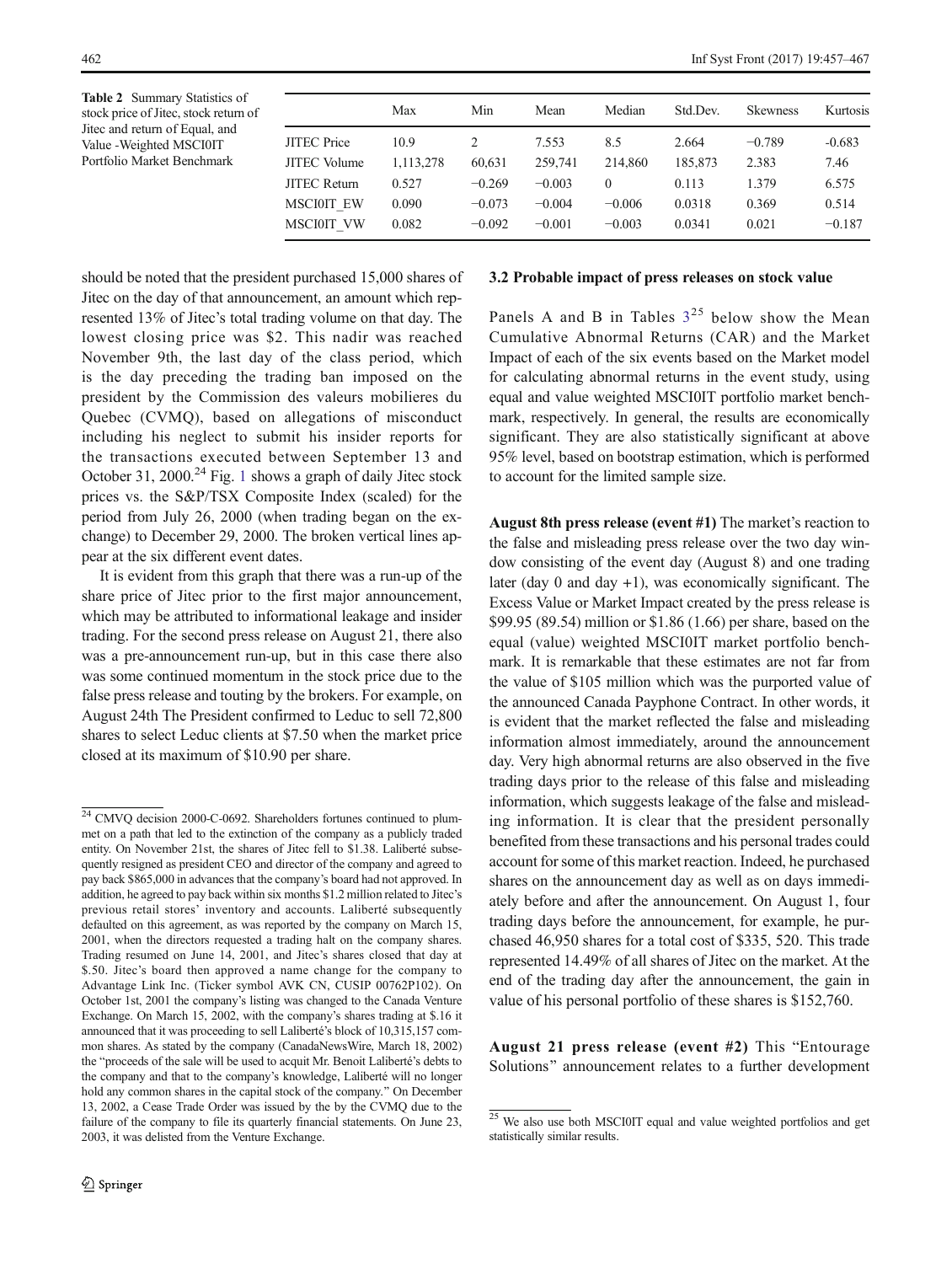**Table 2** Summary Statistics of stock price of Jitec, stock return of Jitec and return of Equal, and Value -Weighted MSCI0IT Portfolio Market Benchmark

| | Max | Min | Mean | Median | Std.Dev. | Skewness | Kurtosis |
|---|---|---|---|---|---|---|---|
| JITEC Price | 10.9 | 2 | 7.553 | 8.5 | 2.664 | −0.789 | -0.683 |
| JITEC Volume | 1,113,278 | 60,631 | 259,741 | 214,860 | 185,873 | 2.383 | 7.46 |
| JITEC Return | 0.527 | −0.269 | −0.003 | 0 | 0.113 | 1.379 | 6.575 |
| MSCI0IT_EW | 0.090 | −0.073 | −0.004 | −0.006 | 0.0318 | 0.369 | 0.514 |
| MSCI0IT_VW | 0.082 | −0.092 | −0.001 | −0.003 | 0.0341 | 0.021 | −0.187 |

should be noted that the president purchased 15,000 shares of Jitec on the day of that announcement, an amount which represented 13% of Jitec's total trading volume on that day. The lowest closing price was $2. This nadir was reached November 9th, the last day of the class period, which is the day preceding the trading ban imposed on the president by the Commission des valeurs mobilieres du Quebec (CVMQ), based on allegations of misconduct including his neglect to submit his insider reports for the transactions executed between September 13 and October 31, 2000.[24] Fig. 1 shows a graph of daily Jitec stock prices vs. the S&P/TSX Composite Index (scaled) for the period from July 26, 2000 (when trading began on the exchange) to December 29, 2000. The broken vertical lines appear at the six different event dates.

It is evident from this graph that there was a run-up of the share price of Jitec prior to the first major announcement, which may be attributed to informational leakage and insider trading. For the second press release on August 21, there also was a pre-announcement run-up, but in this case there also was some continued momentum in the stock price due to the false press release and touting by the brokers. For example, on August 24th The President confirmed to Leduc to sell 72,800 shares to select Leduc clients at $7.50 when the market price closed at its maximum of $10.90 per share.

### 3.2 Probable impact of press releases on stock value

Panels A and B in Tables 3[25] below show the Mean Cumulative Abnormal Returns (CAR) and the Market Impact of each of the six events based on the Market model for calculating abnormal returns in the event study, using equal and value weighted MSCI0IT portfolio market benchmark, respectively. In general, the results are economically significant. They are also statistically significant at above 95% level, based on bootstrap estimation, which is performed to account for the limited sample size.

**August 8th press release (event #1)** The market's reaction to the false and misleading press release over the two day window consisting of the event day (August 8) and one trading later (day 0 and day +1), was economically significant. The Excess Value or Market Impact created by the press release is $99.95 (89.54) million or $1.86 (1.66) per share, based on the equal (value) weighted MSCI0IT market portfolio benchmark. It is remarkable that these estimates are not far from the value of $105 million which was the purported value of the announced Canada Payphone Contract. In other words, it is evident that the market reflected the false and misleading information almost immediately, around the announcement day. Very high abnormal returns are also observed in the five trading days prior to the release of this false and misleading information, which suggests leakage of the false and misleading information. It is clear that the president personally benefited from these transactions and his personal trades could account for some of this market reaction. Indeed, he purchased shares on the announcement day as well as on days immediately before and after the announcement. On August 1, four trading days before the announcement, for example, he purchased 46,950 shares for a total cost of $335, 520. This trade represented 14.49% of all shares of Jitec on the market. At the end of the trading day after the announcement, the gain in value of his personal portfolio of these shares is $152,760.

**August 21 press release (event #2)** This "Entourage Solutions" announcement relates to a further development

---

[24] CMVQ decision 2000-C-0692. Shareholders fortunes continued to plummet on a path that led to the extinction of the company as a publicly traded entity. On November 21st, the shares of Jitec fell to $1.38. Laliberté subsequently resigned as president CEO and director of the company and agreed to pay back $865,000 in advances that the company's board had not approved. In addition, he agreed to pay back within six months $1.2 million related to Jitec's previous retail stores' inventory and accounts. Laliberté subsequently defaulted on this agreement, as was reported by the company on March 15, 2001, when the directors requested a trading halt on the company shares. Trading resumed on June 14, 2001, and Jitec's shares closed that day at $.50. Jitec's board then approved a name change for the company to Advantage Link Inc. (Ticker symbol AVK CN, CUSIP 00762P102). On October 1st, 2001 the company's listing was changed to the Canada Venture Exchange. On March 15, 2002, with the company's shares trading at $.16 it announced that it was proceeding to sell Laliberté's block of 10,315,157 common shares. As stated by the company (CanadaNewsWire, March 18, 2002) the "proceeds of the sale will be used to acquit Mr. Benoit Laliberté's debts to the company and that to the company's knowledge, Laliberté will no longer hold any common shares in the capital stock of the company." On December 13, 2002, a Cease Trade Order was issued by the by the CVMQ due to the failure of the company to file its quarterly financial statements. On June 23, 2003, it was delisted from the Venture Exchange.

[25] We also use both MSCI0IT equal and value weighted portfolios and get statistically similar results.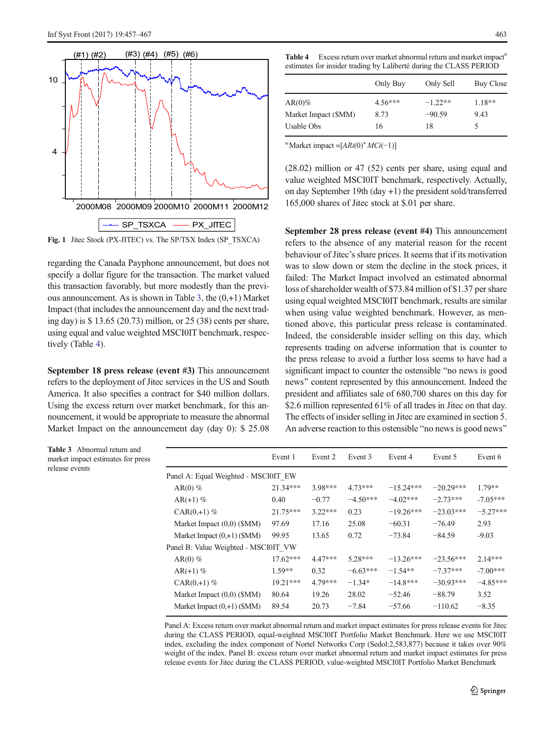Fig. 1 Jitec Stock (PX-JITEC) vs. The SP/TSX Index (SP_TSXCA)

regarding the Canada Payphone announcement, but does not specify a dollar figure for the transaction. The market valued this transaction favorably, but more modestly than the previous announcement. As is shown in Table 3, the (0,+1) Market Impact (that includes the announcement day and the next trading day) is $ 13.65 (20.73) million, or 25 (38) cents per share, using equal and value weighted MSCI0IT benchmark, respectively (Table 4).

**September 18 press release (event #3)** This announcement refers to the deployment of Jitec services in the US and South America. It also specifies a contract for $40 million dollars. Using the excess return over market benchmark, for this announcement, it would be appropriate to measure the abnormal Market Impact on the announcement day (day 0): $ 25.08 (28.02) million or 47 (52) cents per share, using equal and value weighted MSCI0IT benchmark, respectively. Actually, on day September 19th (day +1) the president sold/transferred 165,000 shares of Jitec stock at $.01 per share.

**Table 4** Excess return over market abnormal return and market impact[a] estimates for insider trading by Laliberté during the CLASS PERIOD

| | Only Buy | Only Sell | Buy Close |
|---|---|---|---|
| AR(0)% | 4.56*** | −1.22** | 1.18** |
| Market Impact ($MM) | 8.73 | −90.59 | 9.43 |
| Usable Obs | 16 | 18 | 5 |

[a] Market impact =[$ARi(0)^* MCi(-1)$]

**September 28 press release (event #4)** This announcement refers to the absence of any material reason for the recent behaviour of Jitec's share prices. It seems that if its motivation was to slow down or stem the decline in the stock prices, it failed: The Market Impact involved an estimated abnormal loss of shareholder wealth of $73.84 million of $1.37 per share using equal weighted MSCI0IT benchmark, results are similar when using value weighted benchmark. However, as mentioned above, this particular press release is contaminated. Indeed, the considerable insider selling on this day, which represents trading on adverse information that is counter to the press release to avoid a further loss seems to have had a significant impact to counter the ostensible "no news is good news" content represented by this announcement. Indeed the president and affiliates sale of 680,700 shares on this day for $2.6 million represented 61% of all trades in Jitec on that day. The effects of insider selling in Jitec are examined in section 5. An adverse reaction to this ostensible "no news is good news"

**Table 3** Abnormal return and market impact estimates for press release events

| | Event 1 | Event 2 | Event 3 | Event 4 | Event 5 | Event 6 |
|---|---|---|---|---|---|---|
| Panel A: Equal Weighted - MSCI0IT_EW | | | | | | |
| AR(0) % | 21.34*** | 3.98*** | 4.73*** | −15.24*** | −20.29*** | 1.79** |
| AR(+1) % | 0.40 | −0.77 | −4.50*** | −4.02*** | −2.73*** | -7.05*** |
| CAR(0,+1) % | 21.75*** | 3.22*** | 0.23 | −19.26*** | −23.03*** | −5.27*** |
| Market Impact (0,0) ($MM) | 97.69 | 17.16 | 25.08 | −60.31 | −76.49 | 2.93 |
| Market Impact (0,+1) ($MM) | 99.95 | 13.65 | 0.72 | −73.84 | −84.59 | -9.03 |
| Panel B: Value Weighted - MSCI0IT_VW | | | | | | |
| AR(0) % | 17.62*** | 4.47*** | 5.28*** | −13.26*** | −23.56*** | 2.14*** |
| AR(+1) % | 1.59** | 0.32 | −6.63*** | −1.54** | −7.37*** | -7.00*** |
| CAR(0,+1) % | 19.21*** | 4.79*** | −1.34* | −14.8*** | −30.93*** | −4.85*** |
| Market Impact (0,0) ($MM) | 80.64 | 19.26 | 28.02 | −52.46 | −88.79 | 3.52 |
| Market Impact (0,+1) ($MM) | 89.54 | 20.73 | −7.84 | −57.66 | −110.62 | −8.35 |

Panel A: Excess return over market abnormal return and market impact estimates for press release events for Jitec during the CLASS PERIOD, equal-weighted MSCI0IT Portfolio Market Benchmark. Here we use MSCI0IT index, excluding the index component of Nortel Networks Corp (Sedol:2,583,877) because it takes over 90% weight of the index. Panel B: excess return over market abnormal return and market impact estimates for press release events for Jitec during the CLASS PERIOD, value-weighted MSCI0IT Portfolio Market Benchmark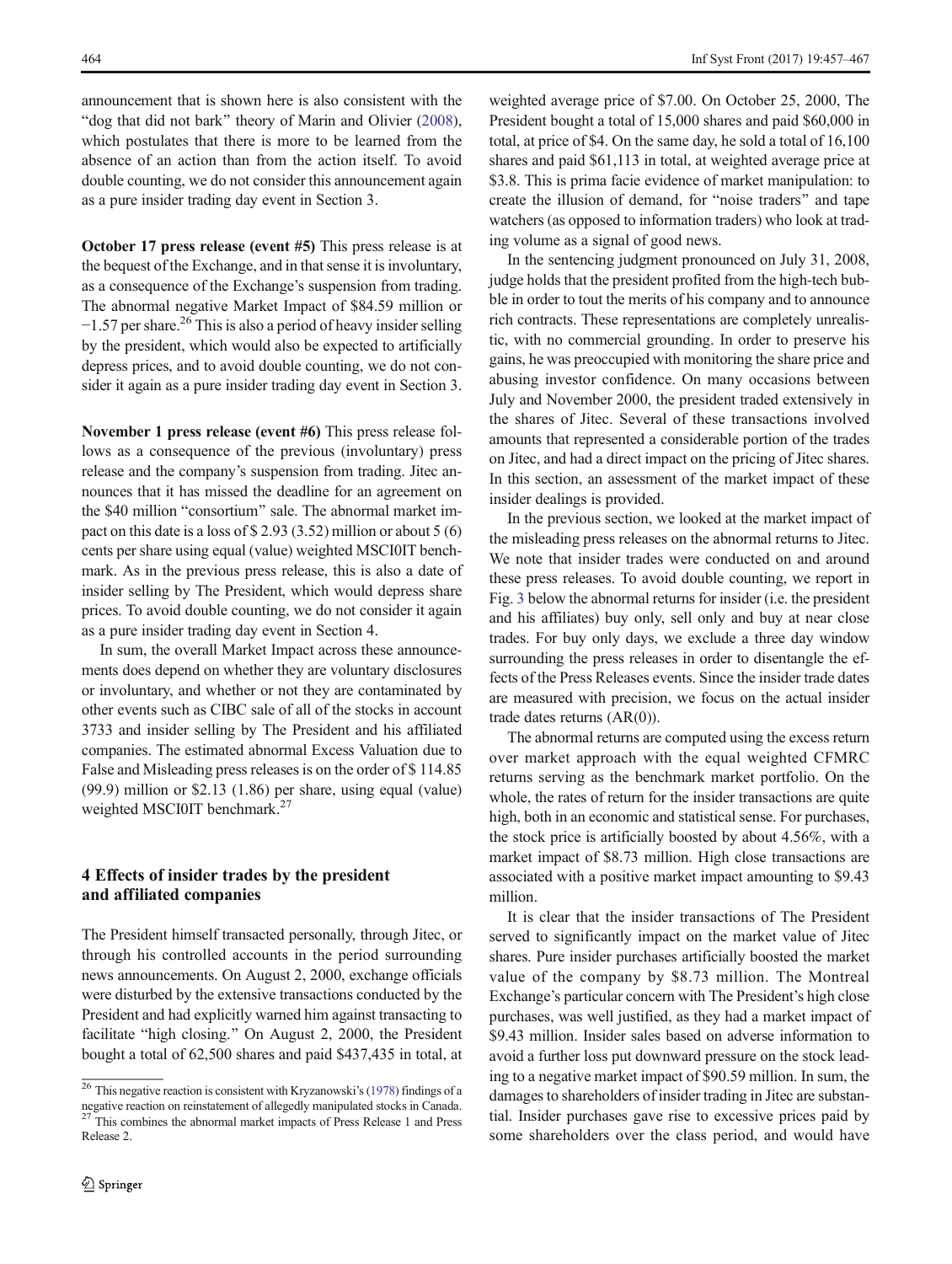announcement that is shown here is also consistent with the "dog that did not bark" theory of Marin and Olivier (2008), which postulates that there is more to be learned from the absence of an action than from the action itself. To avoid double counting, we do not consider this announcement again as a pure insider trading day event in Section 3.

**October 17 press release (event #5)** This press release is at the bequest of the Exchange, and in that sense it is involuntary, as a consequence of the Exchange's suspension from trading. The abnormal negative Market Impact of $84.59 million or −1.57 per share.[26] This is also a period of heavy insider selling by the president, which would also be expected to artificially depress prices, and to avoid double counting, we do not consider it again as a pure insider trading day event in Section 3.

**November 1 press release (event #6)** This press release follows as a consequence of the previous (involuntary) press release and the company's suspension from trading. Jitec announces that it has missed the deadline for an agreement on the $40 million "consortium" sale. The abnormal market impact on this date is a loss of $ 2.93 (3.52) million or about 5 (6) cents per share using equal (value) weighted MSCI0IT benchmark. As in the previous press release, this is also a date of insider selling by The President, which would depress share prices. To avoid double counting, we do not consider it again as a pure insider trading day event in Section 4.

In sum, the overall Market Impact across these announcements does depend on whether they are voluntary disclosures or involuntary, and whether or not they are contaminated by other events such as CIBC sale of all of the stocks in account 3733 and insider selling by The President and his affiliated companies. The estimated abnormal Excess Valuation due to False and Misleading press releases is on the order of $ 114.85 (99.9) million or $2.13 (1.86) per share, using equal (value) weighted MSCI0IT benchmark.[27]

## 4 Effects of insider trades by the president and affiliated companies

The President himself transacted personally, through Jitec, or through his controlled accounts in the period surrounding news announcements. On August 2, 2000, exchange officials were disturbed by the extensive transactions conducted by the President and had explicitly warned him against transacting to facilitate "high closing." On August 2, 2000, the President bought a total of 62,500 shares and paid $437,435 in total, at weighted average price of $7.00. On October 25, 2000, The President bought a total of 15,000 shares and paid $60,000 in total, at price of $4. On the same day, he sold a total of 16,100 shares and paid $61,113 in total, at weighted average price at $3.8. This is prima facie evidence of market manipulation: to create the illusion of demand, for "noise traders" and tape watchers (as opposed to information traders) who look at trading volume as a signal of good news.

In the sentencing judgment pronounced on July 31, 2008, judge holds that the president profited from the high-tech bubble in order to tout the merits of his company and to announce rich contracts. These representations are completely unrealistic, with no commercial grounding. In order to preserve his gains, he was preoccupied with monitoring the share price and abusing investor confidence. On many occasions between July and November 2000, the president traded extensively in the shares of Jitec. Several of these transactions involved amounts that represented a considerable portion of the trades on Jitec, and had a direct impact on the pricing of Jitec shares. In this section, an assessment of the market impact of these insider dealings is provided.

In the previous section, we looked at the market impact of the misleading press releases on the abnormal returns to Jitec. We note that insider trades were conducted on and around these press releases. To avoid double counting, we report in Fig. 3 below the abnormal returns for insider (i.e. the president and his affiliates) buy only, sell only and buy at near close trades. For buy only days, we exclude a three day window surrounding the press releases in order to disentangle the effects of the Press Releases events. Since the insider trade dates are measured with precision, we focus on the actual insider trade dates returns (AR(0)).

The abnormal returns are computed using the excess return over market approach with the equal weighted CFMRC returns serving as the benchmark market portfolio. On the whole, the rates of return for the insider transactions are quite high, both in an economic and statistical sense. For purchases, the stock price is artificially boosted by about 4.56%, with a market impact of $8.73 million. High close transactions are associated with a positive market impact amounting to $9.43 million.

It is clear that the insider transactions of The President served to significantly impact on the market value of Jitec shares. Pure insider purchases artificially boosted the market value of the company by $8.73 million. The Montreal Exchange's particular concern with The President's high close purchases, was well justified, as they had a market impact of $9.43 million. Insider sales based on adverse information to avoid a further loss put downward pressure on the stock leading to a negative market impact of $90.59 million. In sum, the damages to shareholders of insider trading in Jitec are substantial. Insider purchases gave rise to excessive prices paid by some shareholders over the class period, and would have

[26] This negative reaction is consistent with Kryzanowski's (1978) findings of a negative reaction on reinstatement of allegedly manipulated stocks in Canada.

[27] This combines the abnormal market impacts of Press Release 1 and Press Release 2.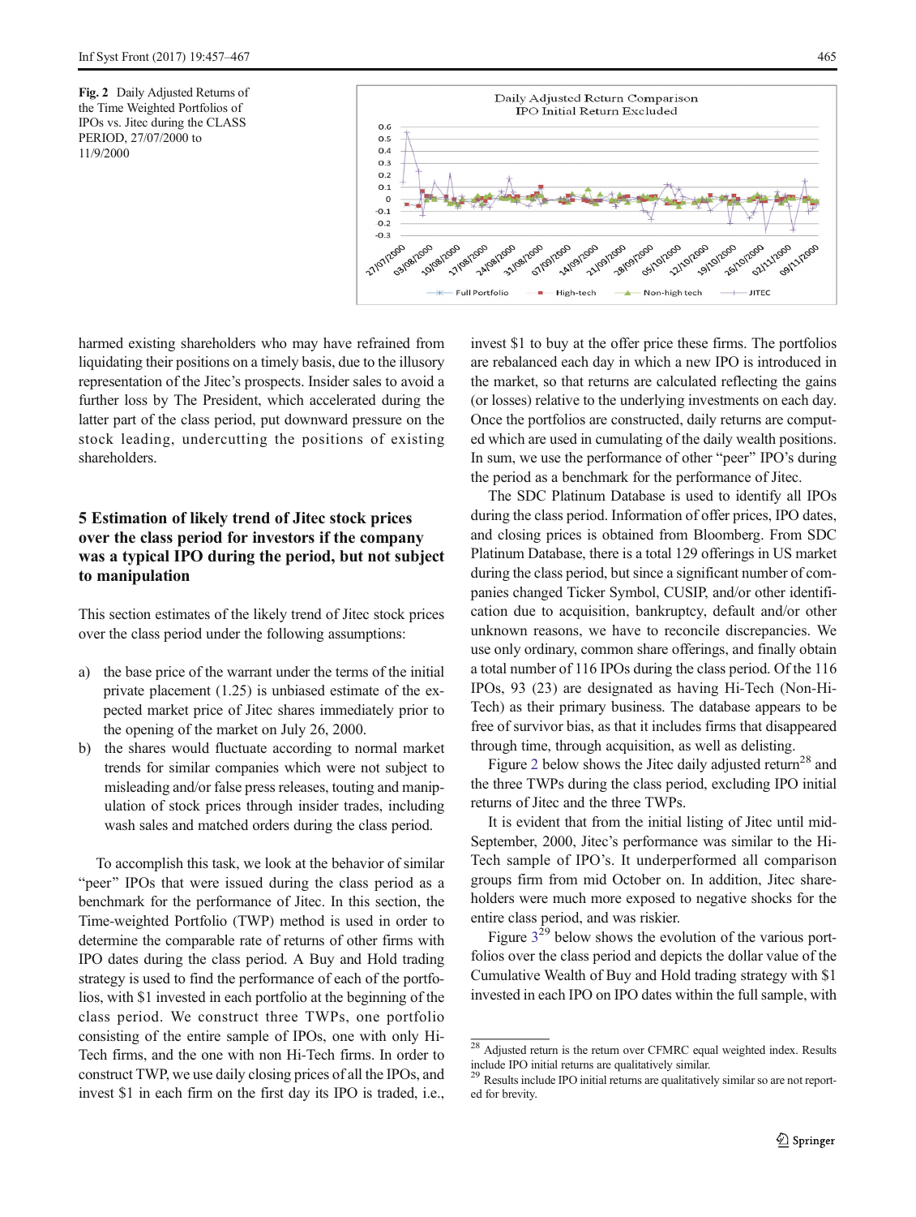Fig. 2 Daily Adjusted Returns of the Time Weighted Portfolios of IPOs vs. Jitec during the CLASS PERIOD, 27/07/2000 to 11/9/2000

harmed existing shareholders who may have refrained from liquidating their positions on a timely basis, due to the illusory representation of the Jitec's prospects. Insider sales to avoid a further loss by The President, which accelerated during the latter part of the class period, put downward pressure on the stock leading, undercutting the positions of existing shareholders.

## 5 Estimation of likely trend of Jitec stock prices over the class period for investors if the company was a typical IPO during the period, but not subject to manipulation

This section estimates of the likely trend of Jitec stock prices over the class period under the following assumptions:

a) the base price of the warrant under the terms of the initial private placement (1.25) is unbiased estimate of the expected market price of Jitec shares immediately prior to the opening of the market on July 26, 2000.
b) the shares would fluctuate according to normal market trends for similar companies which were not subject to misleading and/or false press releases, touting and manipulation of stock prices through insider trades, including wash sales and matched orders during the class period.

To accomplish this task, we look at the behavior of similar "peer" IPOs that were issued during the class period as a benchmark for the performance of Jitec. In this section, the Time-weighted Portfolio (TWP) method is used in order to determine the comparable rate of returns of other firms with IPO dates during the class period. A Buy and Hold trading strategy is used to find the performance of each of the portfolios, with \$1 invested in each portfolio at the beginning of the class period. We construct three TWPs, one portfolio consisting of the entire sample of IPOs, one with only Hi-Tech firms, and the one with non Hi-Tech firms. In order to construct TWP, we use daily closing prices of all the IPOs, and invest \$1 in each firm on the first day its IPO is traded, i.e., invest \$1 to buy at the offer price these firms. The portfolios are rebalanced each day in which a new IPO is introduced in the market, so that returns are calculated reflecting the gains (or losses) relative to the underlying investments on each day. Once the portfolios are constructed, daily returns are computed which are used in cumulating of the daily wealth positions. In sum, we use the performance of other "peer" IPO's during the period as a benchmark for the performance of Jitec.

The SDC Platinum Database is used to identify all IPOs during the class period. Information of offer prices, IPO dates, and closing prices is obtained from Bloomberg. From SDC Platinum Database, there is a total 129 offerings in US market during the class period, but since a significant number of companies changed Ticker Symbol, CUSIP, and/or other identification due to acquisition, bankruptcy, default and/or other unknown reasons, we have to reconcile discrepancies. We use only ordinary, common share offerings, and finally obtain a total number of 116 IPOs during the class period. Of the 116 IPOs, 93 (23) are designated as having Hi-Tech (Non-Hi-Tech) as their primary business. The database appears to be free of survivor bias, as that it includes firms that disappeared through time, through acquisition, as well as delisting.

Figure 2 below shows the Jitec daily adjusted return[28] and the three TWPs during the class period, excluding IPO initial returns of Jitec and the three TWPs.

It is evident that from the initial listing of Jitec until mid-September, 2000, Jitec's performance was similar to the Hi-Tech sample of IPO's. It underperformed all comparison groups firm from mid October on. In addition, Jitec shareholders were much more exposed to negative shocks for the entire class period, and was riskier.

Figure 3[29] below shows the evolution of the various portfolios over the class period and depicts the dollar value of the Cumulative Wealth of Buy and Hold trading strategy with \$1 invested in each IPO on IPO dates within the full sample, with

[28] Adjusted return is the return over CFMRC equal weighted index. Results include IPO initial returns are qualitatively similar.

[29] Results include IPO initial returns are qualitatively similar so are not reported for brevity.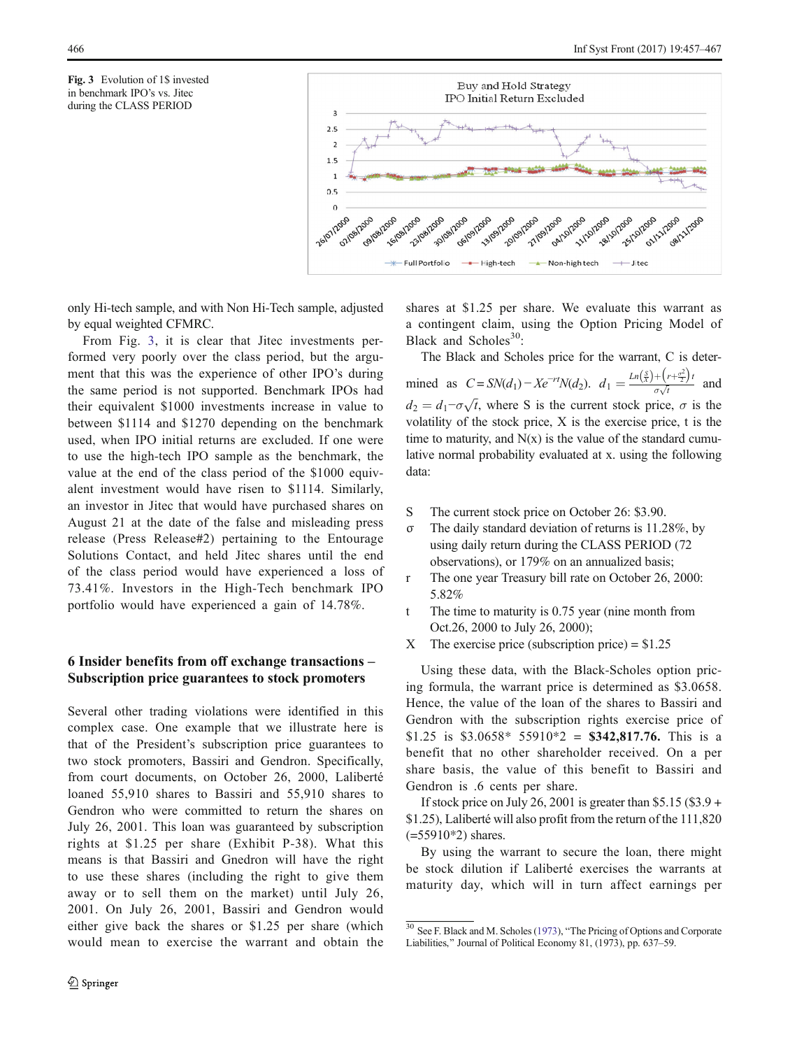**Fig. 3** Evolution of 1$ invested in benchmark IPO's vs. Jitec during the CLASS PERIOD

only Hi-tech sample, and with Non Hi-Tech sample, adjusted by equal weighted CFMRC.

From Fig. 3, it is clear that Jitec investments performed very poorly over the class period, but the argument that this was the experience of other IPO's during the same period is not supported. Benchmark IPOs had their equivalent $1000 investments increase in value to between $1114 and $1270 depending on the benchmark used, when IPO initial returns are excluded. If one were to use the high-tech IPO sample as the benchmark, the value at the end of the class period of the $1000 equivalent investment would have risen to $1114. Similarly, an investor in Jitec that would have purchased shares on August 21 at the date of the false and misleading press release (Press Release#2) pertaining to the Entourage Solutions Contact, and held Jitec shares until the end of the class period would have experienced a loss of 73.41%. Investors in the High-Tech benchmark IPO portfolio would have experienced a gain of 14.78%.

## 6 Insider benefits from off exchange transactions – Subscription price guarantees to stock promoters

Several other trading violations were identified in this complex case. One example that we illustrate here is that of the President's subscription price guarantees to two stock promoters, Bassiri and Gendron. Specifically, from court documents, on October 26, 2000, Laliberté loaned 55,910 shares to Bassiri and 55,910 shares to Gendron who were committed to return the shares on July 26, 2001. This loan was guaranteed by subscription rights at $1.25 per share (Exhibit P-38). What this means is that Bassiri and Gnedron will have the right to use these shares (including the right to give them away or to sell them on the market) until July 26, 2001. On July 26, 2001, Bassiri and Gendron would either give back the shares or $1.25 per share (which would mean to exercise the warrant and obtain the shares at $1.25 per share. We evaluate this warrant as a contingent claim, using the Option Pricing Model of Black and Scholes[30]:

The Black and Scholes price for the warrant, C is determined as $C = SN(d_1) - Xe^{-rt}N(d_2)$. $d_1 = \frac{Ln\left(\frac{S}{X}\right) + \left(r + \frac{\sigma^2}{2}\right)t}{\sigma\sqrt{t}}$ and $d_2 = d_1 - \sigma\sqrt{t}$, where S is the current stock price, $\sigma$ is the volatility of the stock price, X is the exercise price, t is the time to maturity, and N(x) is the value of the standard cumulative normal probability evaluated at x. using the following data:

- S The current stock price on October 26: $3.90.
- σ The daily standard deviation of returns is 11.28%, by using daily return during the CLASS PERIOD (72 observations), or 179% on an annualized basis;
- r The one year Treasury bill rate on October 26, 2000: 5.82%
- t The time to maturity is 0.75 year (nine month from Oct.26, 2000 to July 26, 2000);
- X The exercise price (subscription price) = $1.25

Using these data, with the Black-Scholes option pricing formula, the warrant price is determined as $3.0658. Hence, the value of the loan of the shares to Bassiri and Gendron with the subscription rights exercise price of $1.25 is $3.0658* 55910*2 = **$342,817.76.** This is a benefit that no other shareholder received. On a per share basis, the value of this benefit to Bassiri and Gendron is .6 cents per share.

If stock price on July 26, 2001 is greater than $5.15 ($3.9 + $1.25), Laliberté will also profit from the return of the 111,820 (=55910*2) shares.

By using the warrant to secure the loan, there might be stock dilution if Laliberté exercises the warrants at maturity day, which will in turn affect earnings per

[30] See F. Black and M. Scholes (1973), "The Pricing of Options and Corporate Liabilities," Journal of Political Economy 81, (1973), pp. 637–59.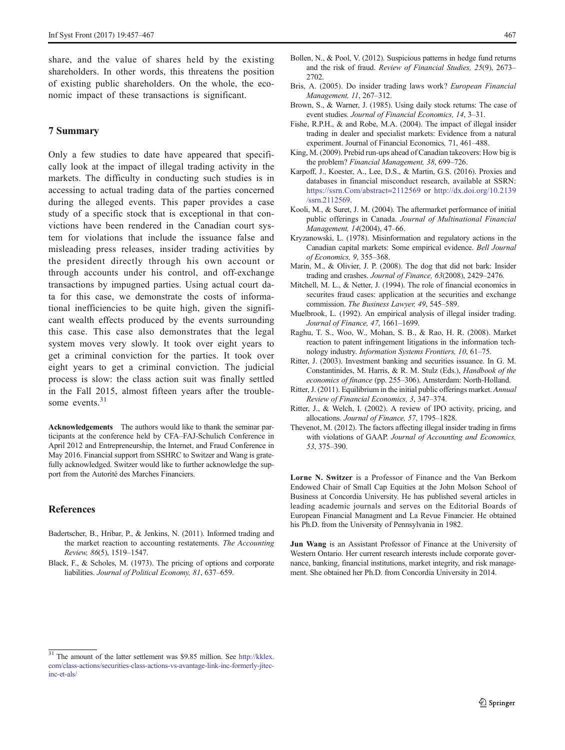share, and the value of shares held by the existing shareholders. In other words, this threatens the position of existing public shareholders. On the whole, the economic impact of these transactions is significant.

## 7 Summary

Only a few studies to date have appeared that specifically look at the impact of illegal trading activity in the markets. The difficulty in conducting such studies is in accessing to actual trading data of the parties concerned during the alleged events. This paper provides a case study of a specific stock that is exceptional in that convictions have been rendered in the Canadian court system for violations that include the issuance false and misleading press releases, insider trading activities by the president directly through his own account or through accounts under his control, and off-exchange transactions by impugned parties. Using actual court data for this case, we demonstrate the costs of informational inefficiencies to be quite high, given the significant wealth effects produced by the events surrounding this case. This case also demonstrates that the legal system moves very slowly. It took over eight years to get a criminal conviction for the parties. It took over eight years to get a criminal conviction. The judicial process is slow: the class action suit was finally settled in the Fall 2015, almost fifteen years after the troublesome events.[31]

**Acknowledgements** The authors would like to thank the seminar participants at the conference held by CFA–FAJ-Schulich Conference in April 2012 and Entrepreneurship, the Internet, and Fraud Conference in May 2016. Financial support from SSHRC to Switzer and Wang is gratefully acknowledged. Switzer would like to further acknowledge the support from the Autorité des Marches Financiers.

## References

Badertscher, B., Hribar, P., & Jenkins, N. (2011). Informed trading and the market reaction to accounting restatements. *The Accounting Review, 86*(5), 1519–1547.

Black, F., & Scholes, M. (1973). The pricing of options and corporate liabilities. *Journal of Political Economy, 81*, 637–659.

Bollen, N., & Pool, V. (2012). Suspicious patterns in hedge fund returns and the risk of fraud. *Review of Financial Studies, 25*(9), 2673–2702.

Bris, A. (2005). Do insider trading laws work? *European Financial Management, 11*, 267–312.

Brown, S., & Warner, J. (1985). Using daily stock returns: The case of event studies. *Journal of Financial Economics, 14*, 3–31.

Fishe, R.P.H., & and Robe, M.A. (2004). The impact of illegal insider trading in dealer and specialist markets: Evidence from a natural experiment. Journal of Financial Economics*,* 71, 461–488.

King, M. (2009). Prebid run-ups ahead of Canadian takeovers: How big is the problem? *Financial Management, 38*, 699–726.

Karpoff, J., Koester, A., Lee, D.S., & Martin, G.S. (2016). Proxies and databases in financial misconduct research, available at SSRN: https://ssrn.Com/abstract=2112569 or http://dx.doi.org/10.2139/ssrn.2112569.

Kooli, M., & Suret, J. M. (2004). The aftermarket performance of initial public offerings in Canada. *Journal of Multinational Financial Management, 14*(2004), 47–66.

Kryzanowski, L. (1978). Misinformation and regulatory actions in the Canadian capital markets: Some empirical evidence. *Bell Journal of Economics, 9*, 355–368.

Marin, M., & Olivier, J. P. (2008). The dog that did not bark: Insider trading and crashes. *Journal of Finance, 63*(2008), 2429–2476.

Mitchell, M. L., & Netter, J. (1994). The role of financial economics in securites fraud cases: application at the securities and exchange commission. *The Business Lawyer, 49*, 545–589.

Muelbrook, L. (1992). An empirical analysis of illegal insider trading. *Journal of Finance, 47*, 1661–1699.

Raghu, T. S., Woo, W., Mohan, S. B., & Rao, H. R. (2008). Market reaction to patent infringement litigations in the information technology industry. *Information Systems Frontiers, 10*, 61–75.

Ritter, J. (2003). Investment banking and securities issuance. In G. M. Constantinides, M. Harris, & R. M. Stulz (Eds.), *Handbook of the economics of finance* (pp. 255–306). Amsterdam: North-Holland.

Ritter, J. (2011). Equilibrium in the initial public offerings market. *Annual Review of Financial Economics, 3*, 347–374.

Ritter, J., & Welch, I. (2002). A review of IPO activity, pricing, and allocations. *Journal of Finance, 57*, 1795–1828.

Thevenot, M. (2012). The factors affecting illegal insider trading in firms with violations of GAAP. *Journal of Accounting and Economics, 53*, 375–390.

**Lorne N. Switzer** is a Professor of Finance and the Van Berkom Endowed Chair of Small Cap Equities at the John Molson School of Business at Concordia University. He has published several articles in leading academic journals and serves on the Editorial Boards of European Financial Managment and La Revue Financier. He obtained his Ph.D. from the University of Pennsylvania in 1982.

**Jun Wang** is an Assistant Professor of Finance at the University of Western Ontario. Her current research interests include corporate governance, banking, financial institutions, market integrity, and risk management. She obtained her Ph.D. from Concordia University in 2014.

[31] The amount of the latter settlement was $9.85 million. See http://kklex.com/class-actions/securities-class-actions-vs-avantage-link-inc-formerly-jitec-inc-et-als/